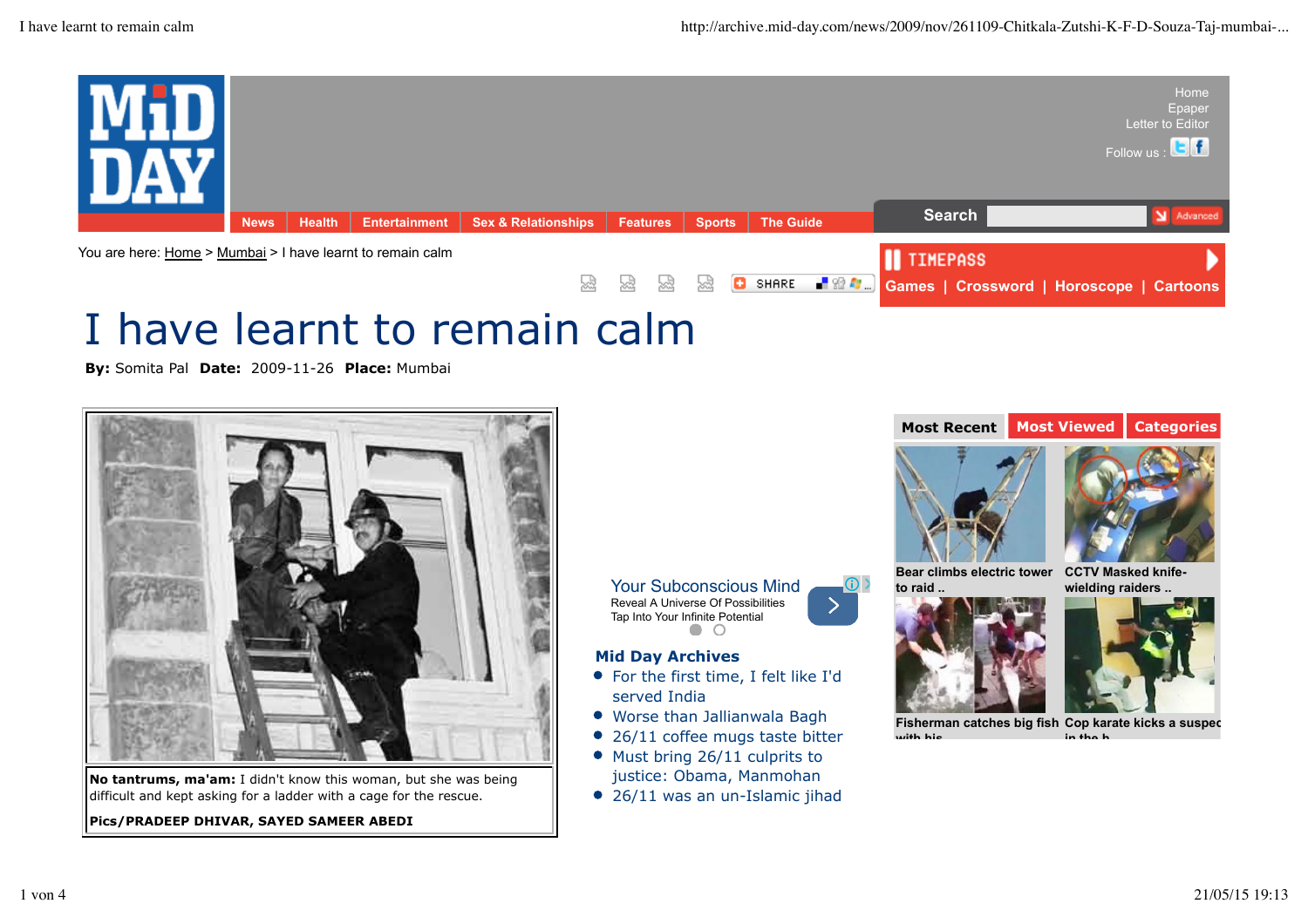Home
Epaper
Letter to Editor
Follow us :

News | Health | Entertainment | Sex & Relationships | Features | Sports | The Guide

Search

You are here: Home > Mumbai > I have learnt to remain calm

TIMEPASS
Games | Crossword | Horoscope | Cartoons

# I have learnt to remain calm

**By:** Somita Pal **Date:** 2009-11-26 **Place:** Mumbai

**No tantrums, ma'am:** I didn't know this woman, but she was being difficult and kept asking for a ladder with a cage for the rescue.

**Pics/PRADEEP DHIVAR, SAYED SAMEER ABEDI**

Your Subconscious Mind
Reveal A Universe Of Possibilities
Tap Into Your Infinite Potential

## Mid Day Archives

- For the first time, I felt like I'd served India
- Worse than Jallianwala Bagh
- 26/11 coffee mugs taste bitter
- Must bring 26/11 culprits to justice: Obama, Manmohan
- 26/11 was an un-Islamic jihad

Most Recent | Most Viewed | Categories

Bear climbs electric tower to raid ..

CCTV Masked knife-wielding raiders ..

Fisherman catches big fish with his ..

Cop karate kicks a suspect in the h..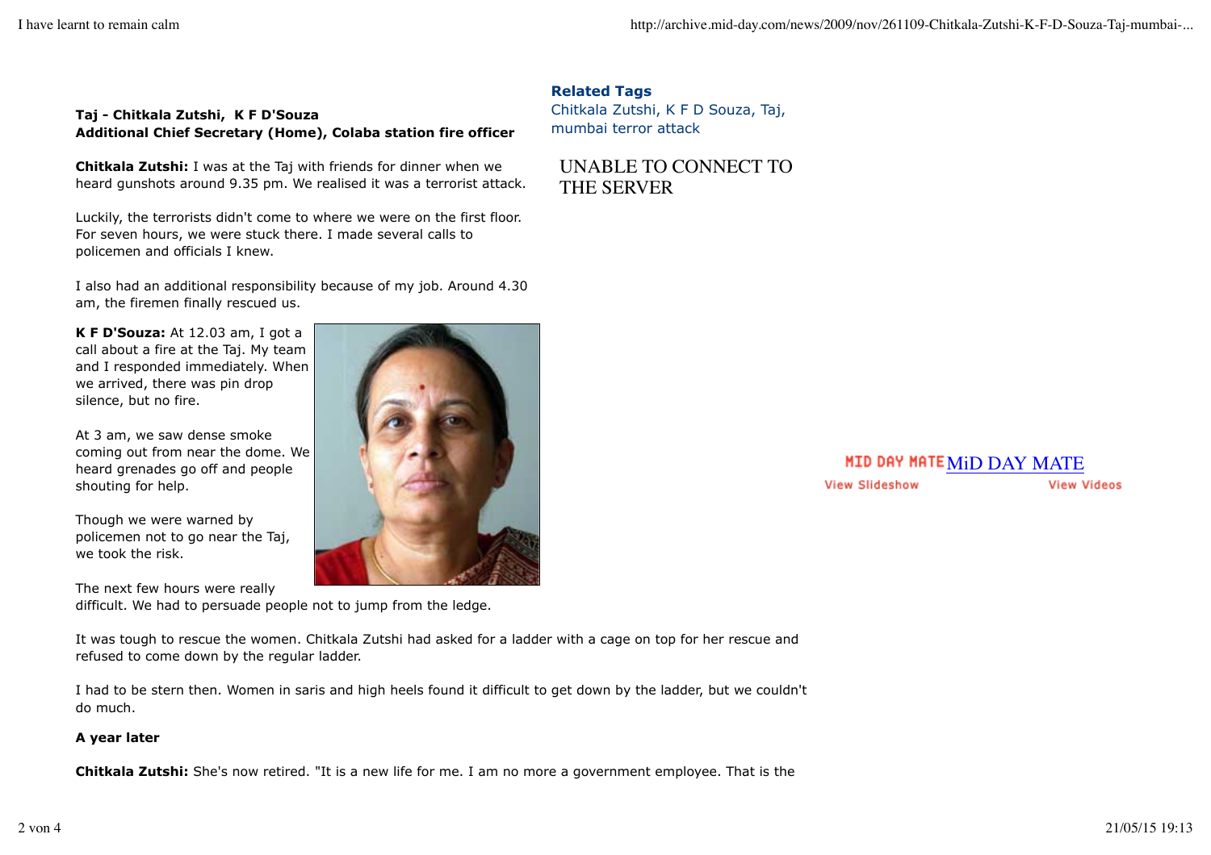**Taj - Chitkala Zutshi, K F D'Souza**
**Additional Chief Secretary (Home), Colaba station fire officer**

**Chitkala Zutshi:** I was at the Taj with friends for dinner when we heard gunshots around 9.35 pm. We realised it was a terrorist attack.

Luckily, the terrorists didn't come to where we were on the first floor. For seven hours, we were stuck there. I made several calls to policemen and officials I knew.

I also had an additional responsibility because of my job. Around 4.30 am, the firemen finally rescued us.

**K F D'Souza:** At 12.03 am, I got a call about a fire at the Taj. My team and I responded immediately. When we arrived, there was pin drop silence, but no fire.

At 3 am, we saw dense smoke coming out from near the dome. We heard grenades go off and people shouting for help.

Though we were warned by policemen not to go near the Taj, we took the risk.

The next few hours were really difficult. We had to persuade people not to jump from the ledge.

It was tough to rescue the women. Chitkala Zutshi had asked for a ladder with a cage on top for her rescue and refused to come down by the regular ladder.

I had to be stern then. Women in saris and high heels found it difficult to get down by the ladder, but we couldn't do much.

**A year later**

**Chitkala Zutshi:** She's now retired. "It is a new life for me. I am no more a government employee. That is the

**Related Tags**
Chitkala Zutshi, K F D Souza, Taj, mumbai terror attack

UNABLE TO CONNECT TO THE SERVER

MID DAY MATE MiD DAY MATE

View Slideshow View Videos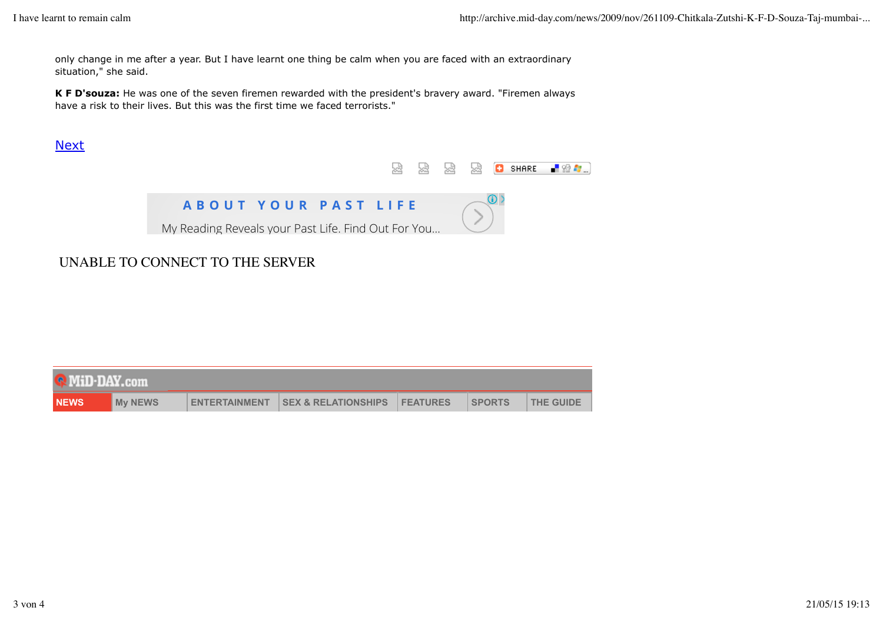only change in me after a year. But I have learnt one thing be calm when you are faced with an extraordinary situation," she said.

**K F D'souza:** He was one of the seven firemen rewarded with the president's bravery award. "Firemen always have a risk to their lives. But this was the first time we faced terrorists."

Next

SHARE

ABOUT YOUR PAST LIFE

My Reading Reveals your Past Life. Find Out For You...

UNABLE TO CONNECT TO THE SERVER

MiD-DAY.com

NEWS | My NEWS | ENTERTAINMENT | SEX & RELATIONSHIPS | FEATURES | SPORTS | THE GUIDE